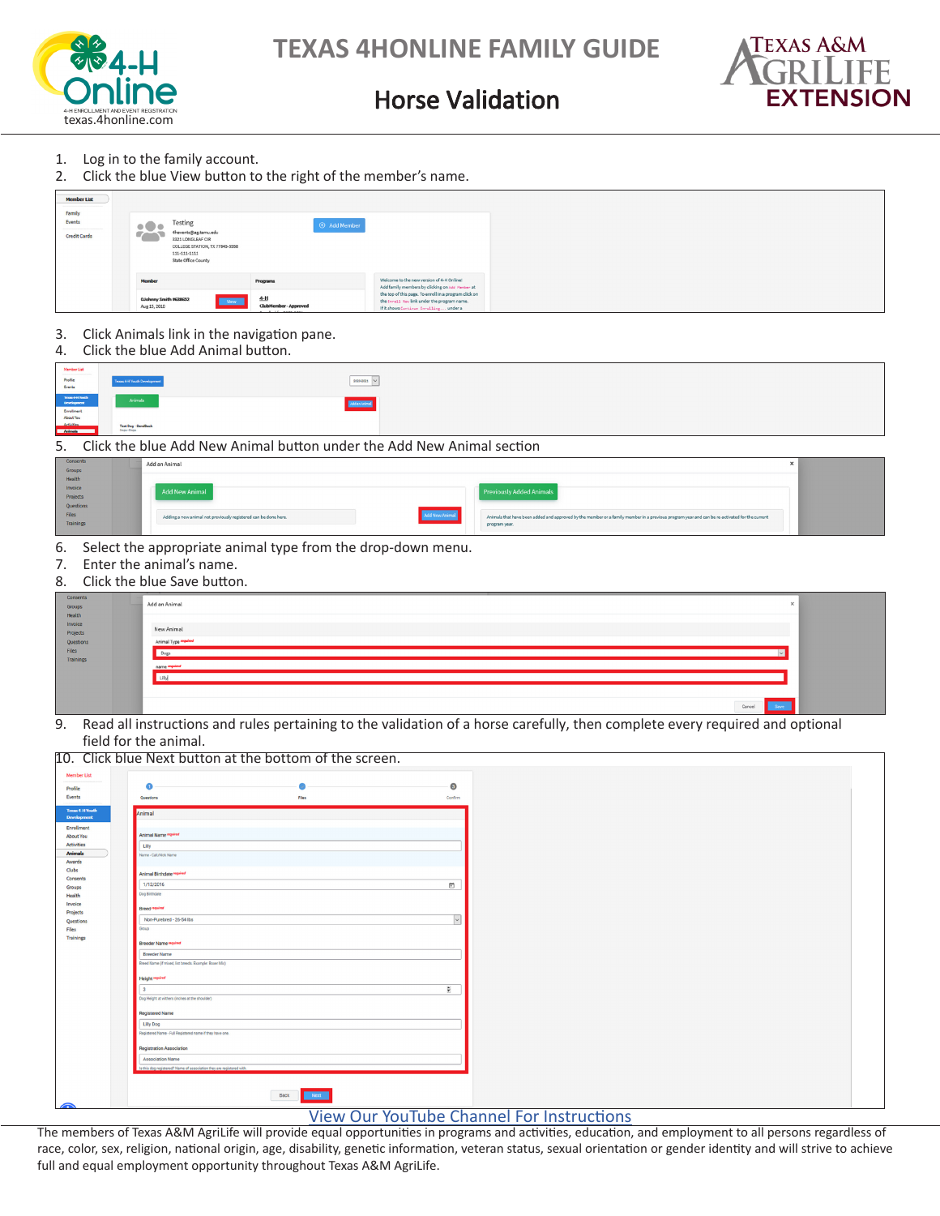# TEXAS 4HONLINE FAMILY GUIDE

## Horse Validation

1. Log in to the family account.
2. Click the blue View button to the right of the member's name.
3. Click Animals link in the navigation pane.
4. Click the blue Add Animal button.
5. Click the blue Add New Animal button under the Add New Animal section
6. Select the appropriate animal type from the drop-down menu.
7. Enter the animal's name.
8. Click the blue Save button.
9. Read all instructions and rules pertaining to the validation of a horse carefully, then complete every required and optional field for the animal.
10. Click blue Next button at the bottom of the screen.

View Our YouTube Channel For Instructions

The members of Texas A&M AgriLife will provide equal opportunities in programs and activities, education, and employment to all persons regardless of race, color, sex, religion, national origin, age, disability, genetic information, veteran status, sexual orientation or gender identity and will strive to achieve full and equal employment opportunity throughout Texas A&M AgriLife.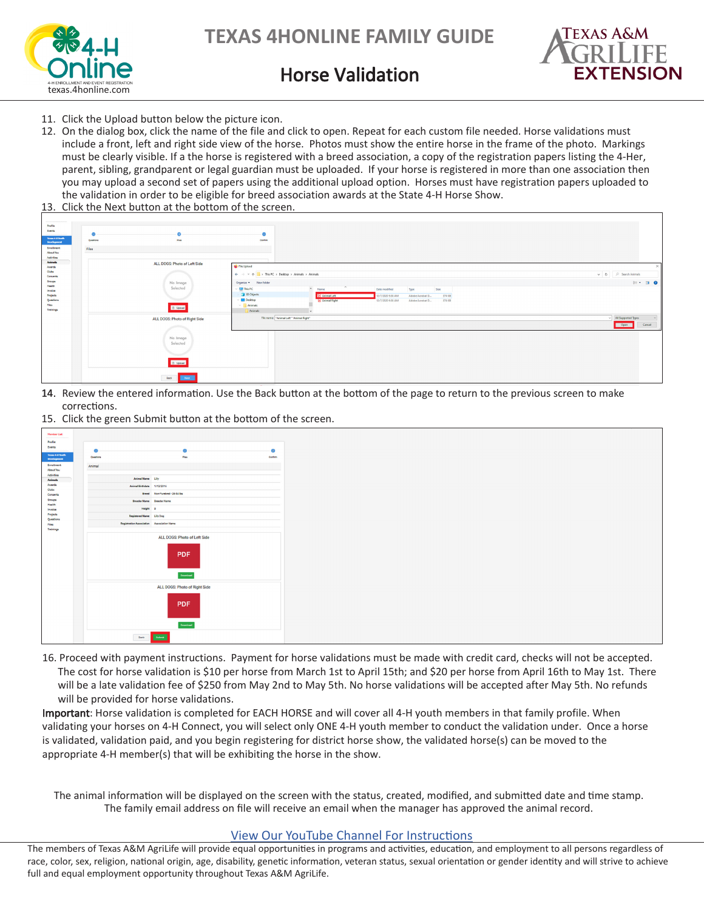11. Click the Upload button below the picture icon.
12. On the dialog box, click the name of the file and click to open. Repeat for each custom file needed. Horse validations must include a front, left and right side view of the horse. Photos must show the entire horse in the frame of the photo. Markings must be clearly visible. If a the horse is registered with a breed association, a copy of the registration papers listing the 4-Her, parent, sibling, grandparent or legal guardian must be uploaded. If your horse is registered in more than one association then you may upload a second set of papers using the additional upload option. Horses must have registration papers uploaded to the validation in order to be eligible for breed association awards at the State 4-H Horse Show.
13. Click the Next button at the bottom of the screen.
14. Review the entered information. Use the Back button at the bottom of the page to return to the previous screen to make corrections.
15. Click the green Submit button at the bottom of the screen.
16. Proceed with payment instructions. Payment for horse validations must be made with credit card, checks will not be accepted. The cost for horse validation is $10 per horse from March 1st to April 15th; and $20 per horse from April 16th to May 1st. There will be a late validation fee of $250 from May 2nd to May 5th. No horse validations will be accepted after May 5th. No refunds will be provided for horse validations.

**Important**: Horse validation is completed for EACH HORSE and will cover all 4-H youth members in that family profile. When validating your horses on 4-H Connect, you will select only ONE 4-H youth member to conduct the validation under. Once a horse is validated, validation paid, and you begin registering for district horse show, the validated horse(s) can be moved to the appropriate 4-H member(s) that will be exhibiting the horse in the show.

The animal information will be displayed on the screen with the status, created, modified, and submitted date and time stamp. The family email address on file will receive an email when the manager has approved the animal record.

View Our YouTube Channel For Instructions

The members of Texas A&M AgriLife will provide equal opportunities in programs and activities, education, and employment to all persons regardless of race, color, sex, religion, national origin, age, disability, genetic information, veteran status, sexual orientation or gender identity and will strive to achieve full and equal employment opportunity throughout Texas A&M AgriLife.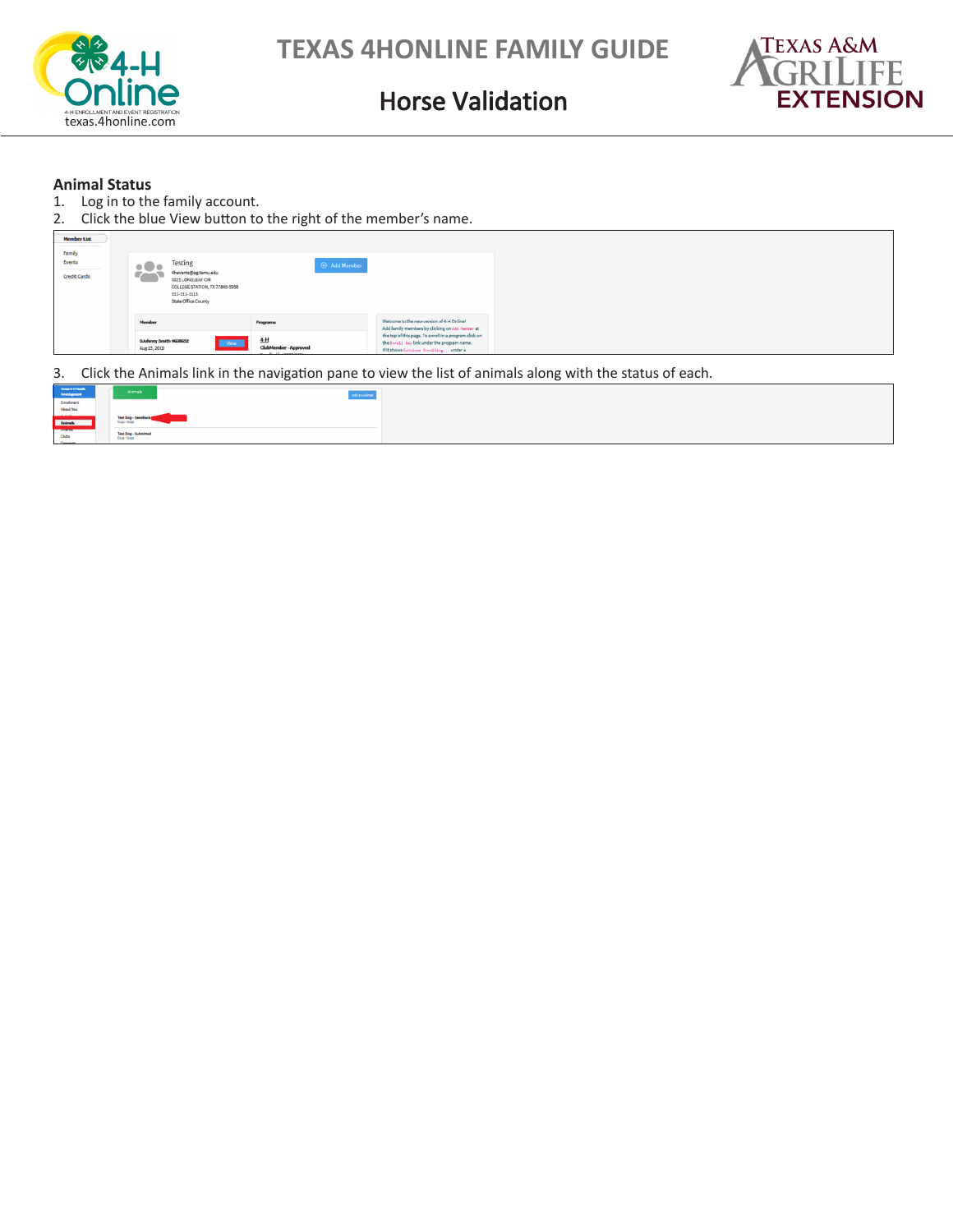**Animal Status**

1. Log in to the family account.
2. Click the blue View button to the right of the member's name.
3. Click the Animals link in the navigation pane to view the list of animals along with the status of each.